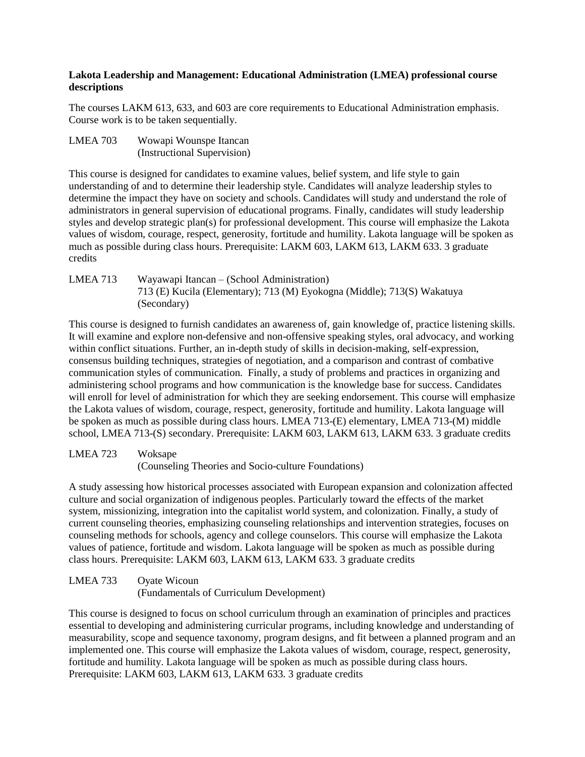**Lakota Leadership and Management: Educational Administration (LMEA) professional course descriptions**

The courses LAKM 613, 633, and 603 are core requirements to Educational Administration emphasis. Course work is to be taken sequentially.

LMEA 703 Wowapi Wounspe Itancan
(Instructional Supervision)

This course is designed for candidates to examine values, belief system, and life style to gain understanding of and to determine their leadership style. Candidates will analyze leadership styles to determine the impact they have on society and schools. Candidates will study and understand the role of administrators in general supervision of educational programs. Finally, candidates will study leadership styles and develop strategic plan(s) for professional development. This course will emphasize the Lakota values of wisdom, courage, respect, generosity, fortitude and humility. Lakota language will be spoken as much as possible during class hours. Prerequisite: LAKM 603, LAKM 613, LAKM 633. 3 graduate credits

LMEA 713 Wayawapi Itancan – (School Administration)
713 (E) Kucila (Elementary); 713 (M) Eyokogna (Middle); 713(S) Wakatuya (Secondary)

This course is designed to furnish candidates an awareness of, gain knowledge of, practice listening skills. It will examine and explore non-defensive and non-offensive speaking styles, oral advocacy, and working within conflict situations. Further, an in-depth study of skills in decision-making, self-expression, consensus building techniques, strategies of negotiation, and a comparison and contrast of combative communication styles of communication. Finally, a study of problems and practices in organizing and administering school programs and how communication is the knowledge base for success. Candidates will enroll for level of administration for which they are seeking endorsement. This course will emphasize the Lakota values of wisdom, courage, respect, generosity, fortitude and humility. Lakota language will be spoken as much as possible during class hours. LMEA 713-(E) elementary, LMEA 713-(M) middle school, LMEA 713-(S) secondary. Prerequisite: LAKM 603, LAKM 613, LAKM 633. 3 graduate credits

LMEA 723 Woksape
(Counseling Theories and Socio-culture Foundations)

A study assessing how historical processes associated with European expansion and colonization affected culture and social organization of indigenous peoples. Particularly toward the effects of the market system, missionizing, integration into the capitalist world system, and colonization. Finally, a study of current counseling theories, emphasizing counseling relationships and intervention strategies, focuses on counseling methods for schools, agency and college counselors. This course will emphasize the Lakota values of patience, fortitude and wisdom. Lakota language will be spoken as much as possible during class hours. Prerequisite: LAKM 603, LAKM 613, LAKM 633. 3 graduate credits

LMEA 733 Oyate Wicoun
(Fundamentals of Curriculum Development)

This course is designed to focus on school curriculum through an examination of principles and practices essential to developing and administering curricular programs, including knowledge and understanding of measurability, scope and sequence taxonomy, program designs, and fit between a planned program and an implemented one. This course will emphasize the Lakota values of wisdom, courage, respect, generosity, fortitude and humility. Lakota language will be spoken as much as possible during class hours. Prerequisite: LAKM 603, LAKM 613, LAKM 633. 3 graduate credits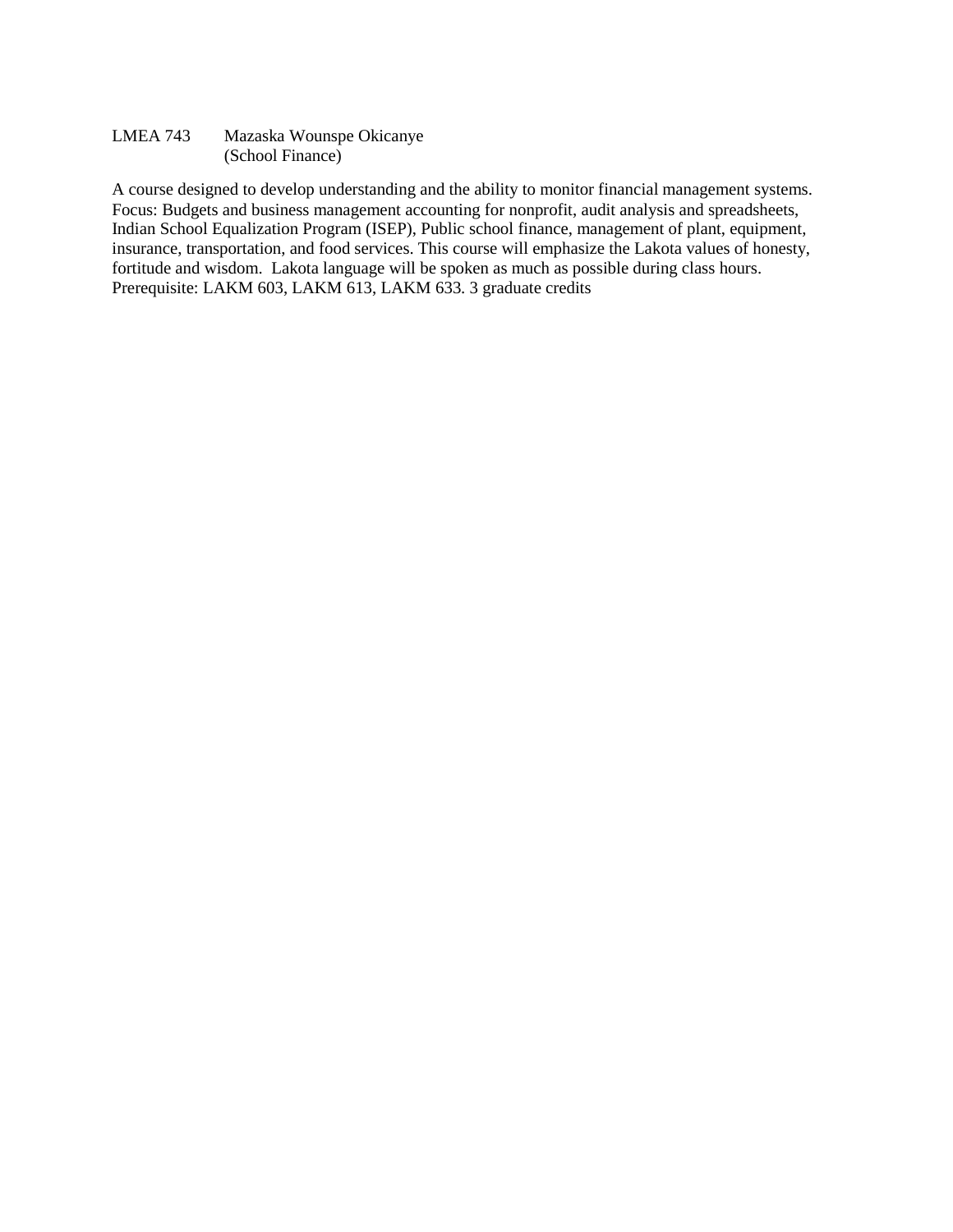LMEA 743 Mazaska Wounspe Okicanye
(School Finance)

A course designed to develop understanding and the ability to monitor financial management systems. Focus: Budgets and business management accounting for nonprofit, audit analysis and spreadsheets, Indian School Equalization Program (ISEP), Public school finance, management of plant, equipment, insurance, transportation, and food services. This course will emphasize the Lakota values of honesty, fortitude and wisdom. Lakota language will be spoken as much as possible during class hours. Prerequisite: LAKM 603, LAKM 613, LAKM 633. 3 graduate credits